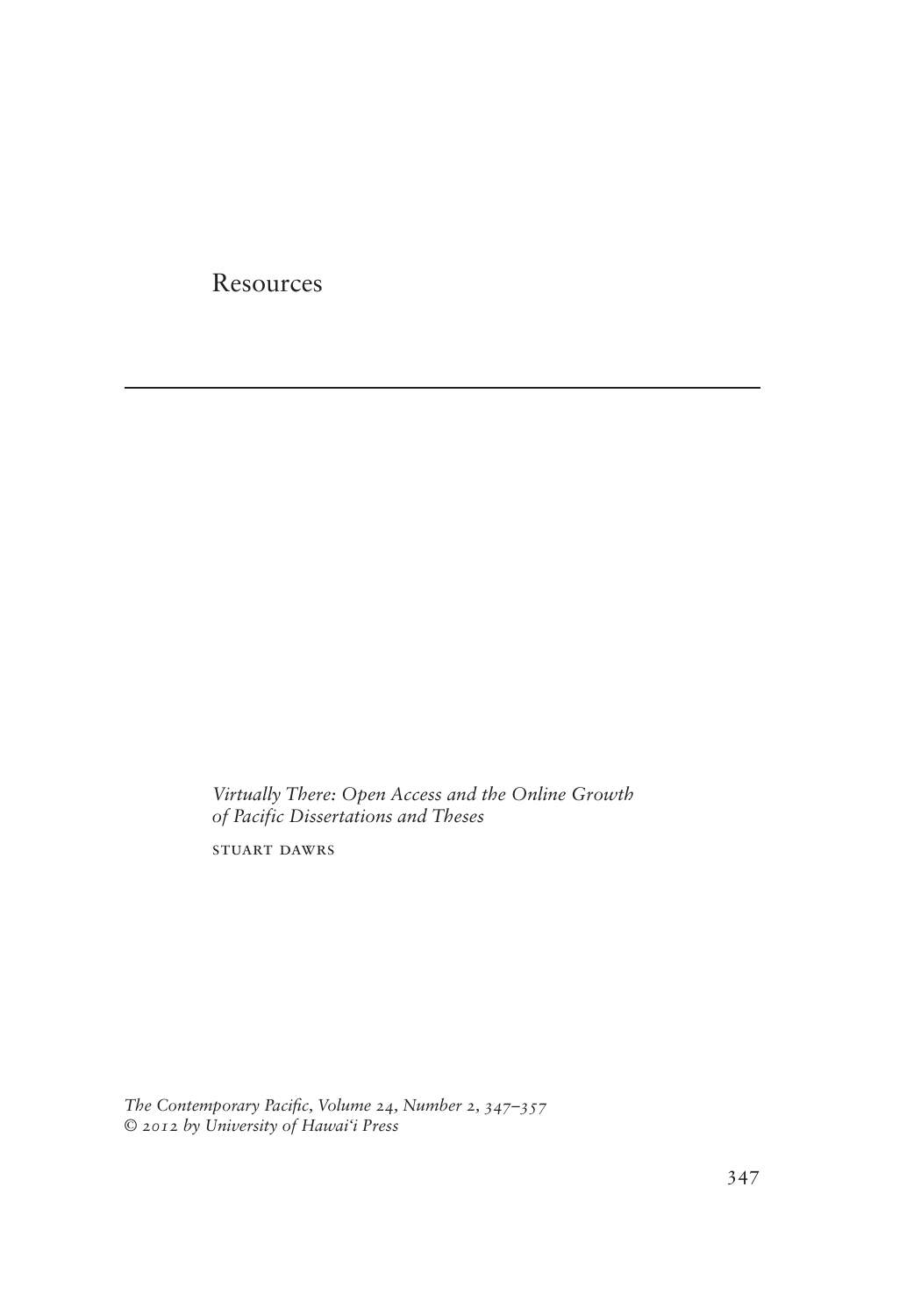# Resources

*Virtually There: Open Access and the Online Growth of Pacific Dissertations and Theses*

STUART DAWRS

*The Contemporary Pacific, Volume 24, Number 2, 347–357*
*© 2012 by University of Hawai'i Press*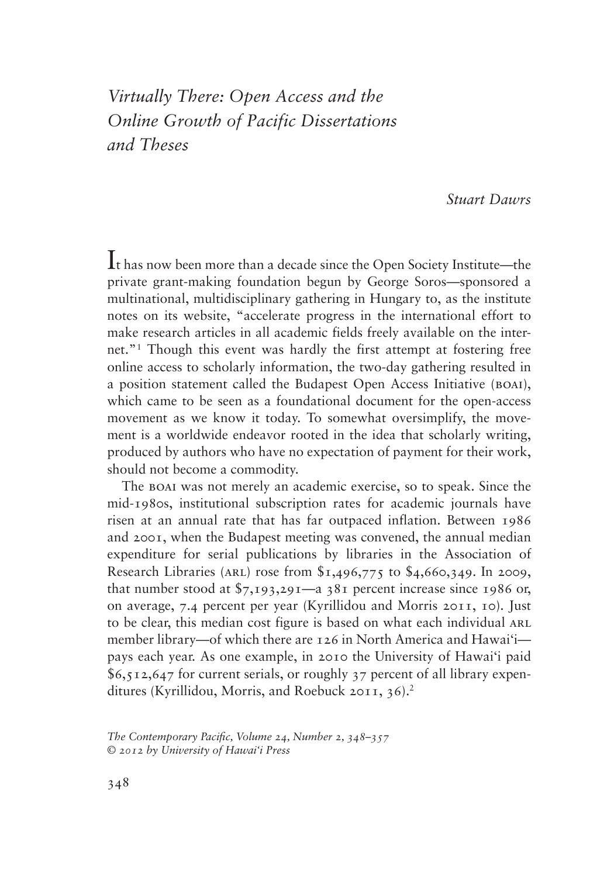# *Virtually There: Open Access and the Online Growth of Pacific Dissertations and Theses*

*Stuart Dawrs*

It has now been more than a decade since the Open Society Institute—the private grant-making foundation begun by George Soros—sponsored a multinational, multidisciplinary gathering in Hungary to, as the institute notes on its website, "accelerate progress in the international effort to make research articles in all academic fields freely available on the internet."[1] Though this event was hardly the first attempt at fostering free online access to scholarly information, the two-day gathering resulted in a position statement called the Budapest Open Access Initiative (BOAI), which came to be seen as a foundational document for the open-access movement as we know it today. To somewhat oversimplify, the movement is a worldwide endeavor rooted in the idea that scholarly writing, produced by authors who have no expectation of payment for their work, should not become a commodity.

The BOAI was not merely an academic exercise, so to speak. Since the mid-1980s, institutional subscription rates for academic journals have risen at an annual rate that has far outpaced inflation. Between 1986 and 2001, when the Budapest meeting was convened, the annual median expenditure for serial publications by libraries in the Association of Research Libraries (ARL) rose from $1,496,775 to $4,660,349. In 2009, that number stood at $7,193,291—a 381 percent increase since 1986 or, on average, 7.4 percent per year (Kyrillidou and Morris 2011, 10). Just to be clear, this median cost figure is based on what each individual ARL member library—of which there are 126 in North America and Hawai'i—pays each year. As one example, in 2010 the University of Hawai'i paid $6,512,647 for current serials, or roughly 37 percent of all library expenditures (Kyrillidou, Morris, and Roebuck 2011, 36).[2]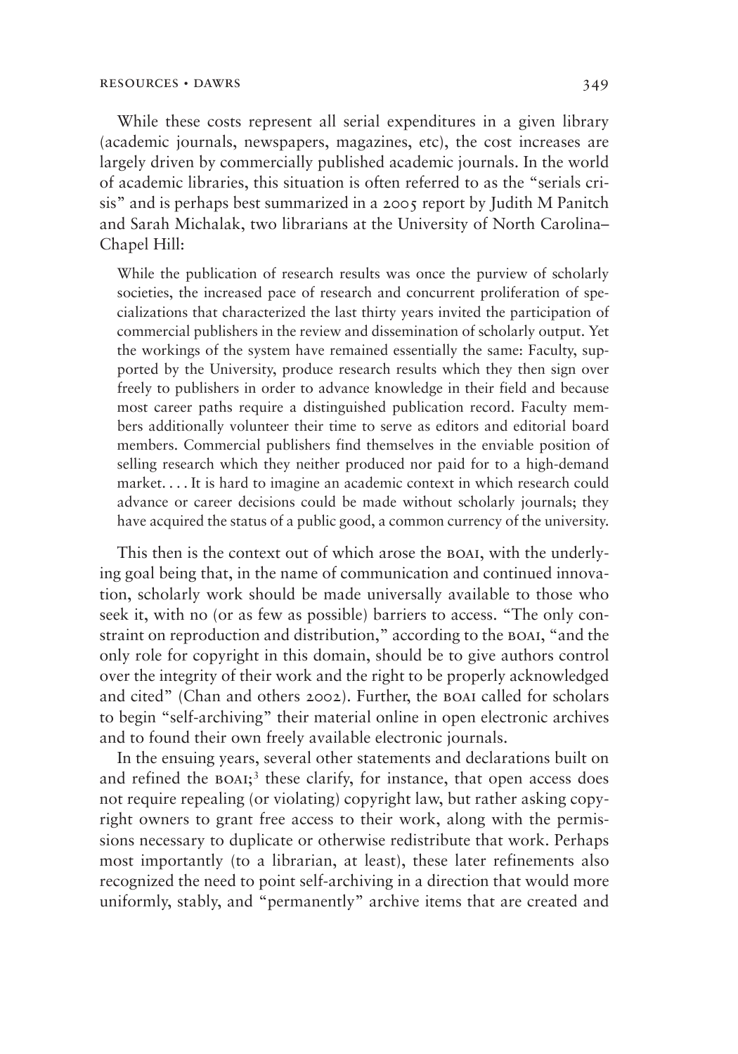While these costs represent all serial expenditures in a given library (academic journals, newspapers, magazines, etc), the cost increases are largely driven by commercially published academic journals. In the world of academic libraries, this situation is often referred to as the "serials crisis" and is perhaps best summarized in a 2005 report by Judith M Panitch and Sarah Michalak, two librarians at the University of North Carolina–Chapel Hill:

> While the publication of research results was once the purview of scholarly societies, the increased pace of research and concurrent proliferation of specializations that characterized the last thirty years invited the participation of commercial publishers in the review and dissemination of scholarly output. Yet the workings of the system have remained essentially the same: Faculty, supported by the University, produce research results which they then sign over freely to publishers in order to advance knowledge in their field and because most career paths require a distinguished publication record. Faculty members additionally volunteer their time to serve as editors and editorial board members. Commercial publishers find themselves in the enviable position of selling research which they neither produced nor paid for to a high-demand market. . . . It is hard to imagine an academic context in which research could advance or career decisions could be made without scholarly journals; they have acquired the status of a public good, a common currency of the university.

This then is the context out of which arose the BOAI, with the underlying goal being that, in the name of communication and continued innovation, scholarly work should be made universally available to those who seek it, with no (or as few as possible) barriers to access. "The only constraint on reproduction and distribution," according to the BOAI, "and the only role for copyright in this domain, should be to give authors control over the integrity of their work and the right to be properly acknowledged and cited" (Chan and others 2002). Further, the BOAI called for scholars to begin "self-archiving" their material online in open electronic archives and to found their own freely available electronic journals.

In the ensuing years, several other statements and declarations built on and refined the BOAI;[3] these clarify, for instance, that open access does not require repealing (or violating) copyright law, but rather asking copyright owners to grant free access to their work, along with the permissions necessary to duplicate or otherwise redistribute that work. Perhaps most importantly (to a librarian, at least), these later refinements also recognized the need to point self-archiving in a direction that would more uniformly, stably, and "permanently" archive items that are created and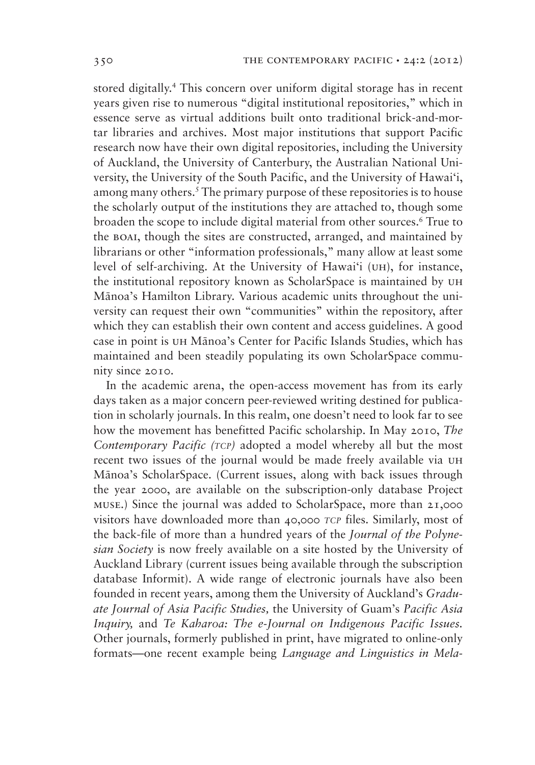stored digitally.[4] This concern over uniform digital storage has in recent years given rise to numerous "digital institutional repositories," which in essence serve as virtual additions built onto traditional brick-and-mortar libraries and archives. Most major institutions that support Pacific research now have their own digital repositories, including the University of Auckland, the University of Canterbury, the Australian National University, the University of the South Pacific, and the University of Hawai'i, among many others.[5] The primary purpose of these repositories is to house the scholarly output of the institutions they are attached to, though some broaden the scope to include digital material from other sources.[6] True to the BOAI, though the sites are constructed, arranged, and maintained by librarians or other "information professionals," many allow at least some level of self-archiving. At the University of Hawai'i (UH), for instance, the institutional repository known as ScholarSpace is maintained by UH Mānoa's Hamilton Library. Various academic units throughout the university can request their own "communities" within the repository, after which they can establish their own content and access guidelines. A good case in point is UH Mānoa's Center for Pacific Islands Studies, which has maintained and been steadily populating its own ScholarSpace community since 2010.

In the academic arena, the open-access movement has from its early days taken as a major concern peer-reviewed writing destined for publication in scholarly journals. In this realm, one doesn't need to look far to see how the movement has benefitted Pacific scholarship. In May 2010, *The Contemporary Pacific (TCP)* adopted a model whereby all but the most recent two issues of the journal would be made freely available via UH Mānoa's ScholarSpace. (Current issues, along with back issues through the year 2000, are available on the subscription-only database Project MUSE.) Since the journal was added to ScholarSpace, more than 21,000 visitors have downloaded more than 40,000 *TCP* files. Similarly, most of the back-file of more than a hundred years of the *Journal of the Polynesian Society* is now freely available on a site hosted by the University of Auckland Library (current issues being available through the subscription database Informit). A wide range of electronic journals have also been founded in recent years, among them the University of Auckland's *Graduate Journal of Asia Pacific Studies,* the University of Guam's *Pacific Asia Inquiry,* and *Te Kaharoa: The e-Journal on Indigenous Pacific Issues.* Other journals, formerly published in print, have migrated to online-only formats—one recent example being *Language and Linguistics in Mela-*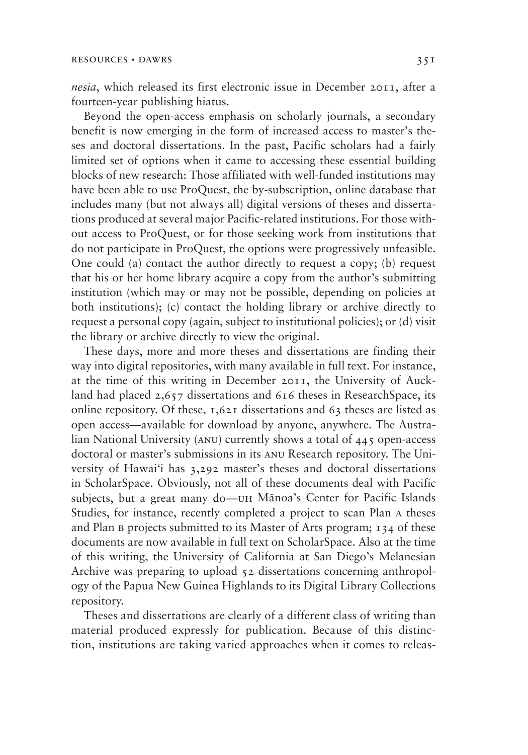*nesia*, which released its first electronic issue in December 2011, after a fourteen-year publishing hiatus.

Beyond the open-access emphasis on scholarly journals, a secondary benefit is now emerging in the form of increased access to master's theses and doctoral dissertations. In the past, Pacific scholars had a fairly limited set of options when it came to accessing these essential building blocks of new research: Those affiliated with well-funded institutions may have been able to use ProQuest, the by-subscription, online database that includes many (but not always all) digital versions of theses and dissertations produced at several major Pacific-related institutions. For those without access to ProQuest, or for those seeking work from institutions that do not participate in ProQuest, the options were progressively unfeasible. One could (a) contact the author directly to request a copy; (b) request that his or her home library acquire a copy from the author's submitting institution (which may or may not be possible, depending on policies at both institutions); (c) contact the holding library or archive directly to request a personal copy (again, subject to institutional policies); or (d) visit the library or archive directly to view the original.

These days, more and more theses and dissertations are finding their way into digital repositories, with many available in full text. For instance, at the time of this writing in December 2011, the University of Auckland had placed 2,657 dissertations and 616 theses in ResearchSpace, its online repository. Of these, 1,621 dissertations and 63 theses are listed as open access—available for download by anyone, anywhere. The Australian National University (ANU) currently shows a total of 445 open-access doctoral or master's submissions in its ANU Research repository. The University of Hawai'i has 3,292 master's theses and doctoral dissertations in ScholarSpace. Obviously, not all of these documents deal with Pacific subjects, but a great many do—UH Mānoa's Center for Pacific Islands Studies, for instance, recently completed a project to scan Plan A theses and Plan B projects submitted to its Master of Arts program; 134 of these documents are now available in full text on ScholarSpace. Also at the time of this writing, the University of California at San Diego's Melanesian Archive was preparing to upload 52 dissertations concerning anthropology of the Papua New Guinea Highlands to its Digital Library Collections repository.

Theses and dissertations are clearly of a different class of writing than material produced expressly for publication. Because of this distinction, institutions are taking varied approaches when it comes to releas-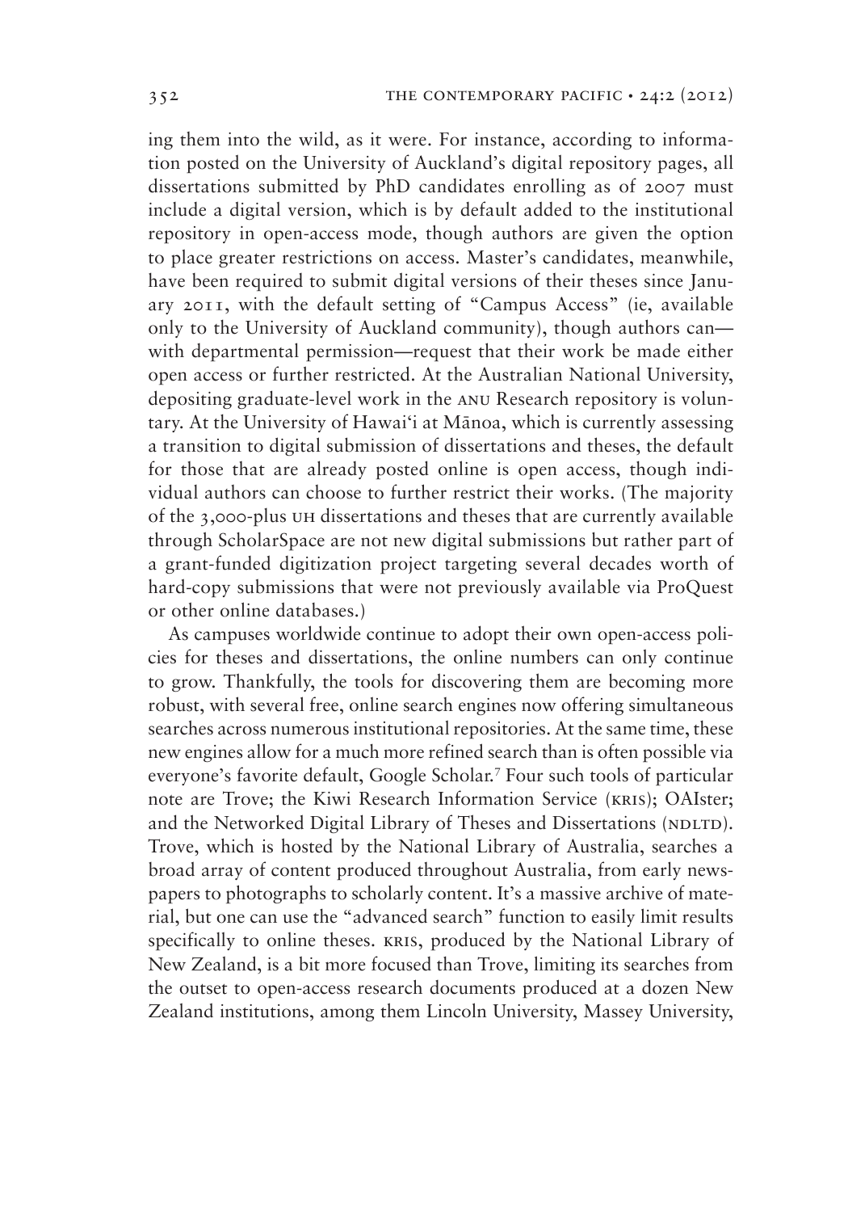ing them into the wild, as it were. For instance, according to information posted on the University of Auckland's digital repository pages, all dissertations submitted by PhD candidates enrolling as of 2007 must include a digital version, which is by default added to the institutional repository in open-access mode, though authors are given the option to place greater restrictions on access. Master's candidates, meanwhile, have been required to submit digital versions of their theses since January 2011, with the default setting of "Campus Access" (ie, available only to the University of Auckland community), though authors can—with departmental permission—request that their work be made either open access or further restricted. At the Australian National University, depositing graduate-level work in the ANU Research repository is voluntary. At the University of Hawai'i at Mānoa, which is currently assessing a transition to digital submission of dissertations and theses, the default for those that are already posted online is open access, though individual authors can choose to further restrict their works. (The majority of the 3,000-plus UH dissertations and theses that are currently available through ScholarSpace are not new digital submissions but rather part of a grant-funded digitization project targeting several decades worth of hard-copy submissions that were not previously available via ProQuest or other online databases.)

As campuses worldwide continue to adopt their own open-access policies for theses and dissertations, the online numbers can only continue to grow. Thankfully, the tools for discovering them are becoming more robust, with several free, online search engines now offering simultaneous searches across numerous institutional repositories. At the same time, these new engines allow for a much more refined search than is often possible via everyone's favorite default, Google Scholar.[7] Four such tools of particular note are Trove; the Kiwi Research Information Service (KRIS); OAIster; and the Networked Digital Library of Theses and Dissertations (NDLTD). Trove, which is hosted by the National Library of Australia, searches a broad array of content produced throughout Australia, from early newspapers to photographs to scholarly content. It's a massive archive of material, but one can use the "advanced search" function to easily limit results specifically to online theses. KRIS, produced by the National Library of New Zealand, is a bit more focused than Trove, limiting its searches from the outset to open-access research documents produced at a dozen New Zealand institutions, among them Lincoln University, Massey University,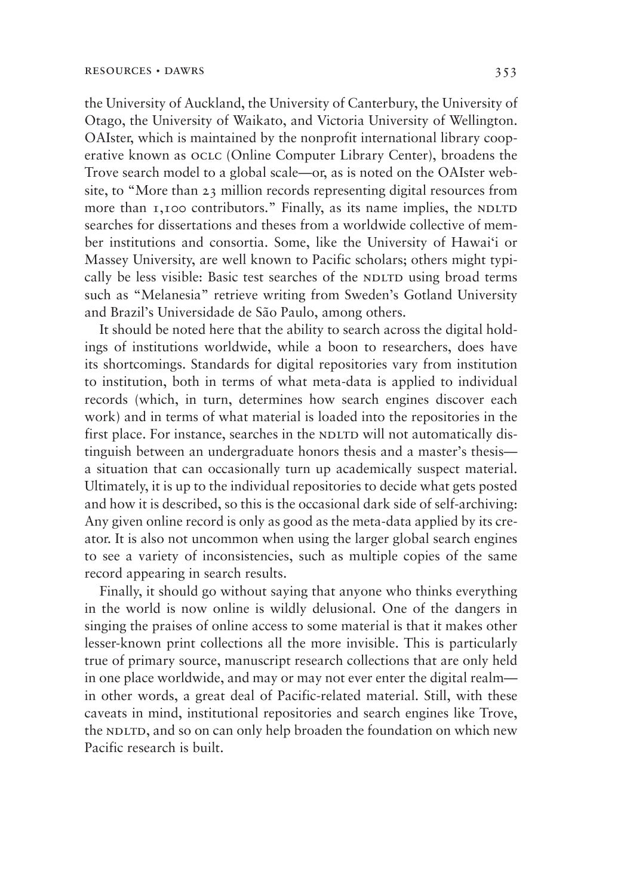the University of Auckland, the University of Canterbury, the University of Otago, the University of Waikato, and Victoria University of Wellington. OAIster, which is maintained by the nonprofit international library cooperative known as OCLC (Online Computer Library Center), broadens the Trove search model to a global scale—or, as is noted on the OAIster website, to "More than 23 million records representing digital resources from more than 1,100 contributors." Finally, as its name implies, the NDLTD searches for dissertations and theses from a worldwide collective of member institutions and consortia. Some, like the University of Hawai'i or Massey University, are well known to Pacific scholars; others might typically be less visible: Basic test searches of the NDLTD using broad terms such as "Melanesia" retrieve writing from Sweden's Gotland University and Brazil's Universidade de São Paulo, among others.

It should be noted here that the ability to search across the digital holdings of institutions worldwide, while a boon to researchers, does have its shortcomings. Standards for digital repositories vary from institution to institution, both in terms of what meta-data is applied to individual records (which, in turn, determines how search engines discover each work) and in terms of what material is loaded into the repositories in the first place. For instance, searches in the NDLTD will not automatically distinguish between an undergraduate honors thesis and a master's thesis—a situation that can occasionally turn up academically suspect material. Ultimately, it is up to the individual repositories to decide what gets posted and how it is described, so this is the occasional dark side of self-archiving: Any given online record is only as good as the meta-data applied by its creator. It is also not uncommon when using the larger global search engines to see a variety of inconsistencies, such as multiple copies of the same record appearing in search results.

Finally, it should go without saying that anyone who thinks everything in the world is now online is wildly delusional. One of the dangers in singing the praises of online access to some material is that it makes other lesser-known print collections all the more invisible. This is particularly true of primary source, manuscript research collections that are only held in one place worldwide, and may or may not ever enter the digital realm—in other words, a great deal of Pacific-related material. Still, with these caveats in mind, institutional repositories and search engines like Trove, the NDLTD, and so on can only help broaden the foundation on which new Pacific research is built.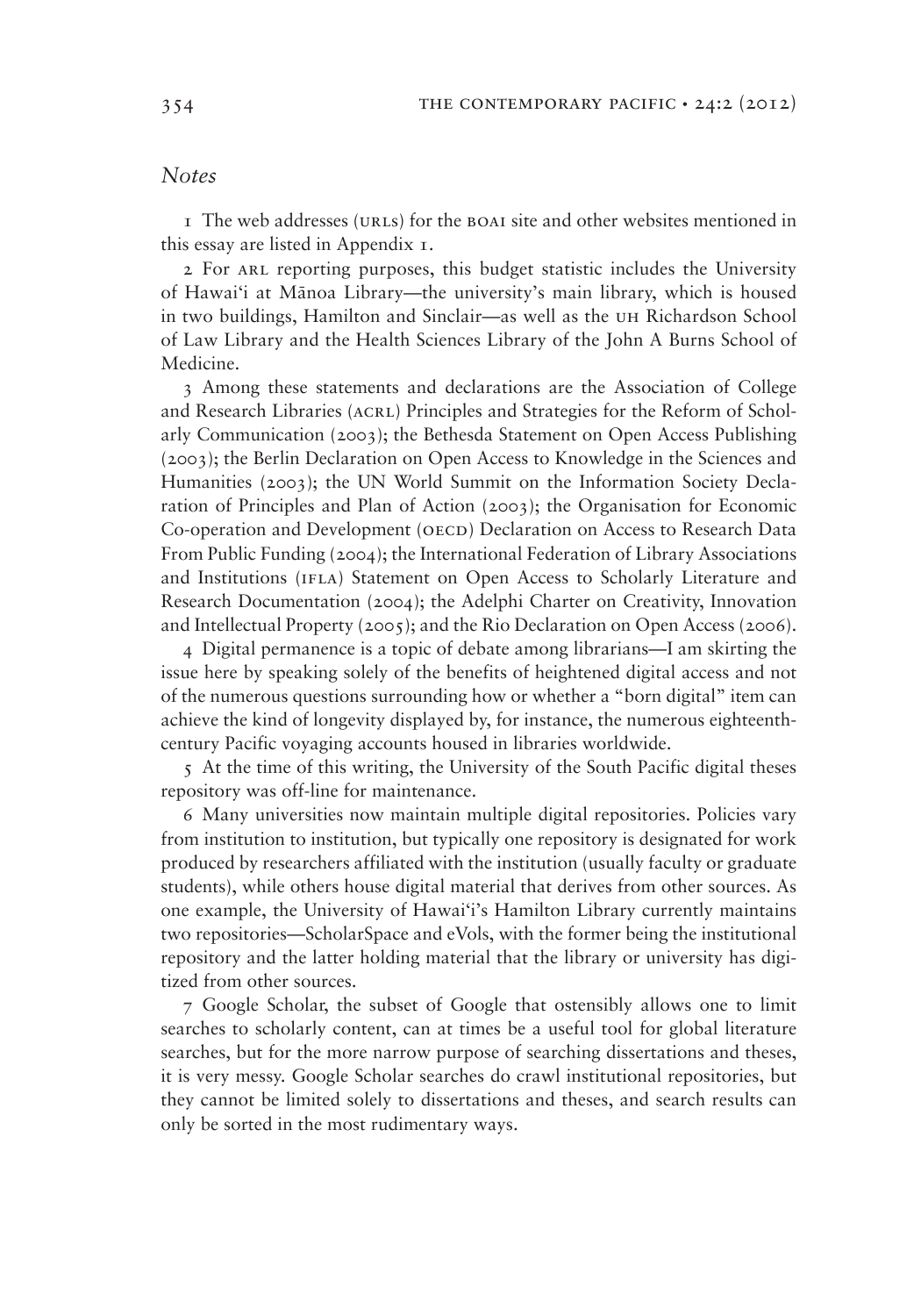## *Notes*

1 The web addresses (URLs) for the BOAI site and other websites mentioned in this essay are listed in Appendix 1.

2 For ARL reporting purposes, this budget statistic includes the University of Hawai'i at Mānoa Library—the university's main library, which is housed in two buildings, Hamilton and Sinclair—as well as the UH Richardson School of Law Library and the Health Sciences Library of the John A Burns School of Medicine.

3 Among these statements and declarations are the Association of College and Research Libraries (ACRL) Principles and Strategies for the Reform of Scholarly Communication (2003); the Bethesda Statement on Open Access Publishing (2003); the Berlin Declaration on Open Access to Knowledge in the Sciences and Humanities (2003); the UN World Summit on the Information Society Declaration of Principles and Plan of Action (2003); the Organisation for Economic Co-operation and Development (OECD) Declaration on Access to Research Data From Public Funding (2004); the International Federation of Library Associations and Institutions (IFLA) Statement on Open Access to Scholarly Literature and Research Documentation (2004); the Adelphi Charter on Creativity, Innovation and Intellectual Property (2005); and the Rio Declaration on Open Access (2006).

4 Digital permanence is a topic of debate among librarians—I am skirting the issue here by speaking solely of the benefits of heightened digital access and not of the numerous questions surrounding how or whether a "born digital" item can achieve the kind of longevity displayed by, for instance, the numerous eighteenth-century Pacific voyaging accounts housed in libraries worldwide.

5 At the time of this writing, the University of the South Pacific digital theses repository was off-line for maintenance.

6 Many universities now maintain multiple digital repositories. Policies vary from institution to institution, but typically one repository is designated for work produced by researchers affiliated with the institution (usually faculty or graduate students), while others house digital material that derives from other sources. As one example, the University of Hawai'i's Hamilton Library currently maintains two repositories—ScholarSpace and eVols, with the former being the institutional repository and the latter holding material that the library or university has digitized from other sources.

7 Google Scholar, the subset of Google that ostensibly allows one to limit searches to scholarly content, can at times be a useful tool for global literature searches, but for the more narrow purpose of searching dissertations and theses, it is very messy. Google Scholar searches do crawl institutional repositories, but they cannot be limited solely to dissertations and theses, and search results can only be sorted in the most rudimentary ways.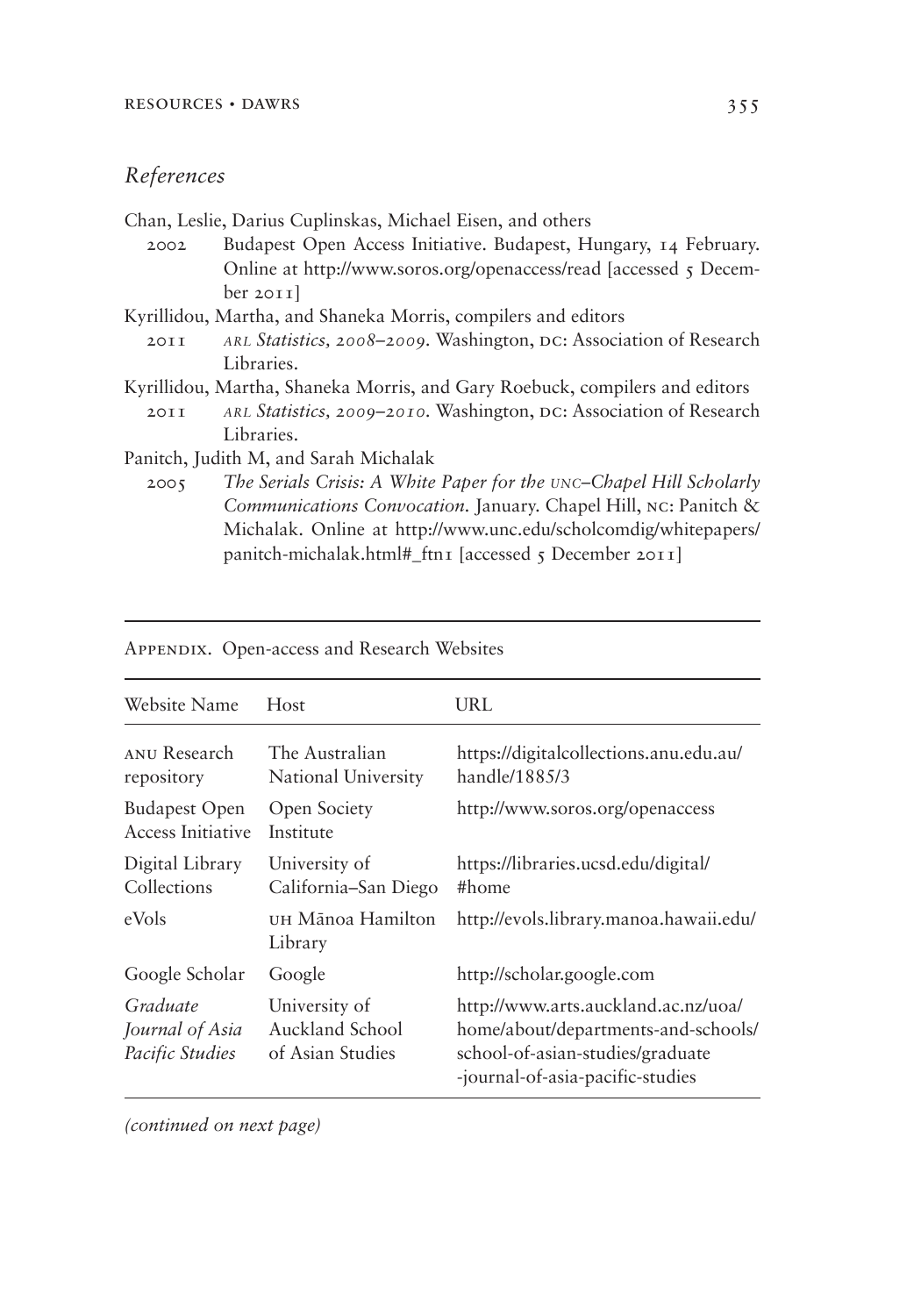## *References*

Chan, Leslie, Darius Cuplinskas, Michael Eisen, and others

2002 Budapest Open Access Initiative. Budapest, Hungary, 14 February. Online at http://www.soros.org/openaccess/read [accessed 5 December 2011]

Kyrillidou, Martha, and Shaneka Morris, compilers and editors

2011 *ARL Statistics, 2008–2009*. Washington, DC: Association of Research Libraries.

Kyrillidou, Martha, Shaneka Morris, and Gary Roebuck, compilers and editors

2011 *ARL Statistics, 2009–2010*. Washington, DC: Association of Research Libraries.

Panitch, Judith M, and Sarah Michalak

2005 *The Serials Crisis: A White Paper for the UNC–Chapel Hill Scholarly Communications Convocation*. January. Chapel Hill, NC: Panitch & Michalak. Online at http://www.unc.edu/scholcomdig/whitepapers/panitch-michalak.html#_ftn1 [accessed 5 December 2011]

APPENDIX. Open-access and Research Websites

| Website Name | Host | URL |
|---|---|---|
| ANU Research repository | The Australian National University | https://digitalcollections.anu.edu.au/handle/1885/3 |
| Budapest Open Access Initiative | Open Society Institute | http://www.soros.org/openaccess |
| Digital Library Collections | University of California–San Diego | https://libraries.ucsd.edu/digital/#home |
| eVols | UH Mānoa Hamilton Library | http://evols.library.manoa.hawaii.edu/ |
| Google Scholar | Google | http://scholar.google.com |
| *Graduate Journal of Asia Pacific Studies* | University of Auckland School of Asian Studies | http://www.arts.auckland.ac.nz/uoa/home/about/departments-and-schools/school-of-asian-studies/graduate-journal-of-asia-pacific-studies |

*(continued on next page)*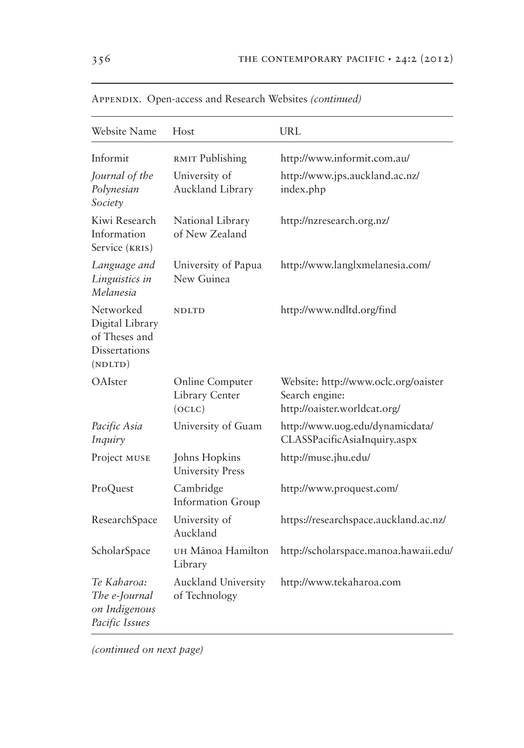Appendix. Open-access and Research Websites *(continued)*

| Website Name | Host | URL |
|---|---|---|
| Informit | RMIT Publishing | http://www.informit.com.au/ |
| *Journal of the Polynesian Society* | University of Auckland Library | http://www.jps.auckland.ac.nz/index.php |
| Kiwi Research Information Service (KRIS) | National Library of New Zealand | http://nzresearch.org.nz/ |
| *Language and Linguistics in Melanesia* | University of Papua New Guinea | http://www.langlxmelanesia.com/ |
| Networked Digital Library of Theses and Dissertations (NDLTD) | NDLTD | http://www.ndltd.org/find |
| OAIster | Online Computer Library Center (OCLC) | Website: http://www.oclc.org/oaister Search engine: http://oaister.worldcat.org/ |
| *Pacific Asia Inquiry* | University of Guam | http://www.uog.edu/dynamicdata/CLASSPacificAsiaInquiry.aspx |
| Project MUSE | Johns Hopkins University Press | http://muse.jhu.edu/ |
| ProQuest | Cambridge Information Group | http://www.proquest.com/ |
| ResearchSpace | University of Auckland | https://researchspace.auckland.ac.nz/ |
| ScholarSpace | UH Mānoa Hamilton Library | http://scholarspace.manoa.hawaii.edu/ |
| *Te Kaharoa: The e-Journal on Indigenous Pacific Issues* | Auckland University of Technology | http://www.tekaharoa.com |

*(continued on next page)*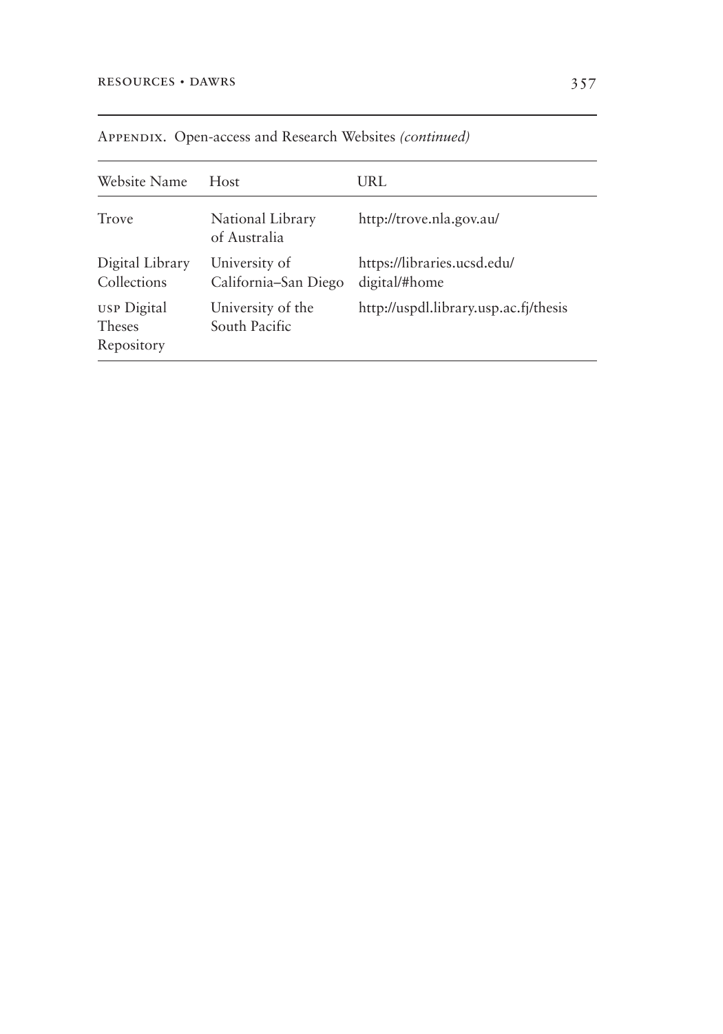Appendix. Open-access and Research Websites *(continued)*

| Website Name | Host | URL |
|---|---|---|
| Trove | National Library of Australia | http://trove.nla.gov.au/ |
| Digital Library Collections | University of California–San Diego | https://libraries.ucsd.edu/digital/#home |
| USP Digital Theses Repository | University of the South Pacific | http://uspdl.library.usp.ac.fj/thesis |